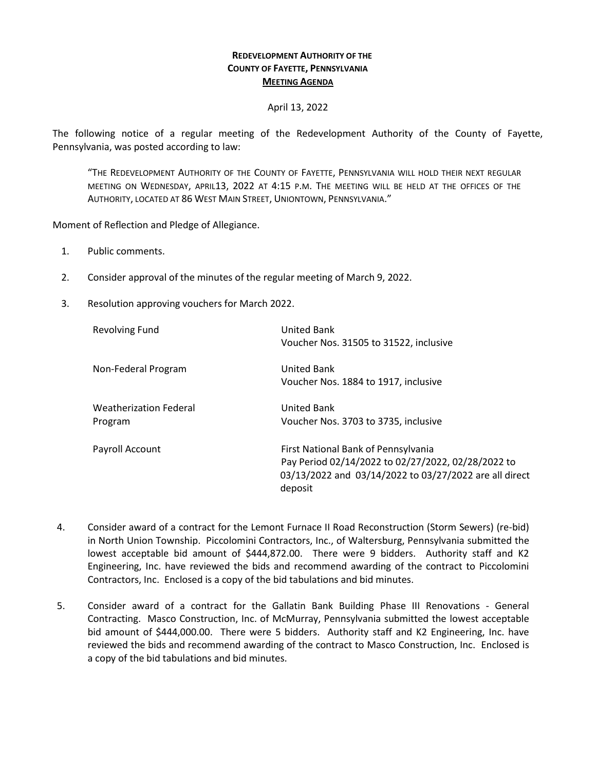**REDEVELOPMENT AUTHORITY OF THE COUNTY OF FAYETTE, PENNSYLVANIA**

**MEETING AGENDA**

April 13, 2022

The following notice of a regular meeting of the Redevelopment Authority of the County of Fayette, Pennsylvania, was posted according to law:

> "THE REDEVELOPMENT AUTHORITY OF THE COUNTY OF FAYETTE, PENNSYLVANIA WILL HOLD THEIR NEXT REGULAR MEETING ON WEDNESDAY, APRIL13, 2022 AT 4:15 P.M. THE MEETING WILL BE HELD AT THE OFFICES OF THE AUTHORITY, LOCATED AT 86 WEST MAIN STREET, UNIONTOWN, PENNSYLVANIA."

Moment of Reflection and Pledge of Allegiance.

1. Public comments.

2. Consider approval of the minutes of the regular meeting of March 9, 2022.

3. Resolution approving vouchers for March 2022.

| | |
|---|---|
| Revolving Fund | United Bank<br>Voucher Nos. 31505 to 31522, inclusive |
| Non-Federal Program | United Bank<br>Voucher Nos. 1884 to 1917, inclusive |
| Weatherization Federal Program | United Bank<br>Voucher Nos. 3703 to 3735, inclusive |
| Payroll Account | First National Bank of Pennsylvania<br>Pay Period 02/14/2022 to 02/27/2022, 02/28/2022 to 03/13/2022 and 03/14/2022 to 03/27/2022 are all direct deposit |

4. Consider award of a contract for the Lemont Furnace II Road Reconstruction (Storm Sewers) (re-bid) in North Union Township. Piccolomini Contractors, Inc., of Waltersburg, Pennsylvania submitted the lowest acceptable bid amount of $444,872.00. There were 9 bidders. Authority staff and K2 Engineering, Inc. have reviewed the bids and recommend awarding of the contract to Piccolomini Contractors, Inc. Enclosed is a copy of the bid tabulations and bid minutes.

5. Consider award of a contract for the Gallatin Bank Building Phase III Renovations - General Contracting. Masco Construction, Inc. of McMurray, Pennsylvania submitted the lowest acceptable bid amount of $444,000.00. There were 5 bidders. Authority staff and K2 Engineering, Inc. have reviewed the bids and recommend awarding of the contract to Masco Construction, Inc. Enclosed is a copy of the bid tabulations and bid minutes.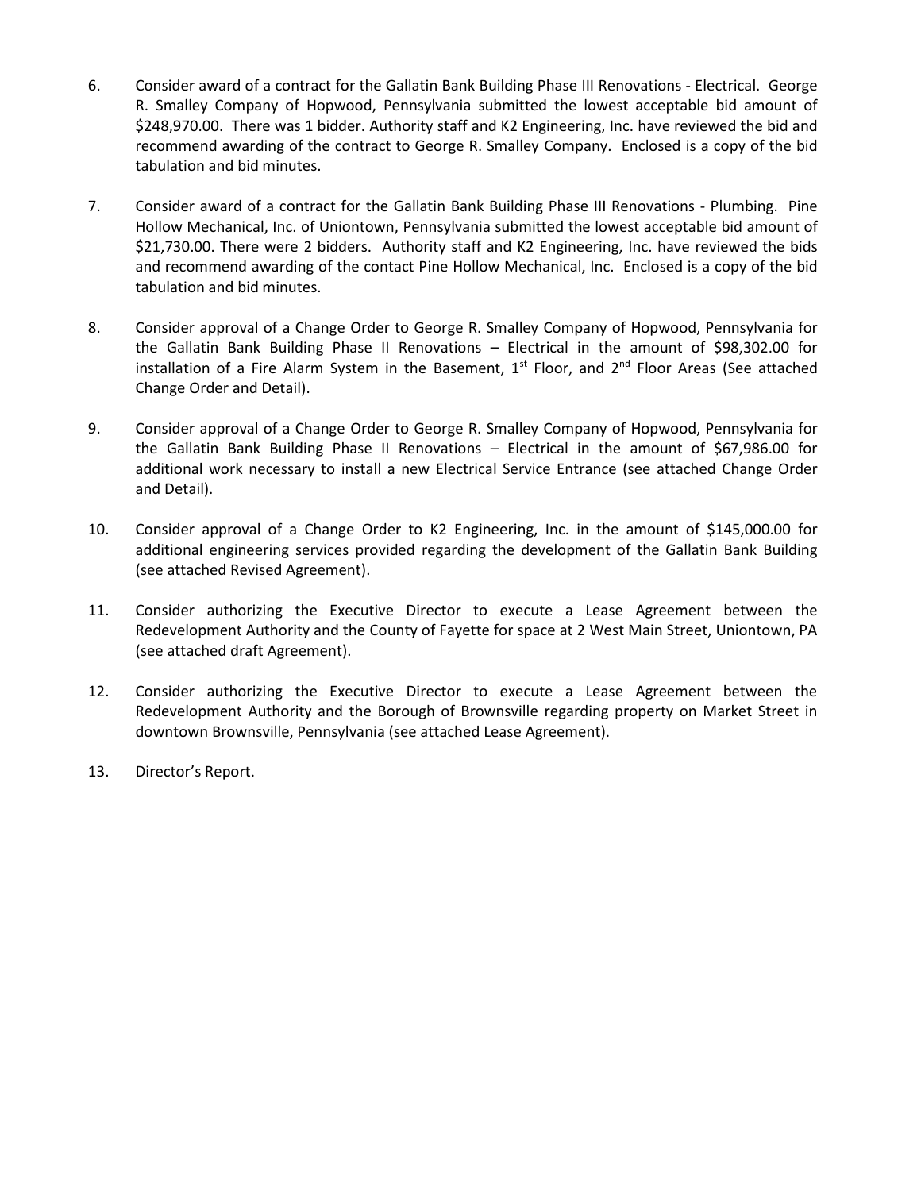6. Consider award of a contract for the Gallatin Bank Building Phase III Renovations - Electrical. George R. Smalley Company of Hopwood, Pennsylvania submitted the lowest acceptable bid amount of $248,970.00. There was 1 bidder. Authority staff and K2 Engineering, Inc. have reviewed the bid and recommend awarding of the contract to George R. Smalley Company. Enclosed is a copy of the bid tabulation and bid minutes.

7. Consider award of a contract for the Gallatin Bank Building Phase III Renovations - Plumbing. Pine Hollow Mechanical, Inc. of Uniontown, Pennsylvania submitted the lowest acceptable bid amount of $21,730.00. There were 2 bidders. Authority staff and K2 Engineering, Inc. have reviewed the bids and recommend awarding of the contact Pine Hollow Mechanical, Inc. Enclosed is a copy of the bid tabulation and bid minutes.

8. Consider approval of a Change Order to George R. Smalley Company of Hopwood, Pennsylvania for the Gallatin Bank Building Phase II Renovations – Electrical in the amount of $98,302.00 for installation of a Fire Alarm System in the Basement, 1st Floor, and 2nd Floor Areas (See attached Change Order and Detail).

9. Consider approval of a Change Order to George R. Smalley Company of Hopwood, Pennsylvania for the Gallatin Bank Building Phase II Renovations – Electrical in the amount of $67,986.00 for additional work necessary to install a new Electrical Service Entrance (see attached Change Order and Detail).

10. Consider approval of a Change Order to K2 Engineering, Inc. in the amount of $145,000.00 for additional engineering services provided regarding the development of the Gallatin Bank Building (see attached Revised Agreement).

11. Consider authorizing the Executive Director to execute a Lease Agreement between the Redevelopment Authority and the County of Fayette for space at 2 West Main Street, Uniontown, PA (see attached draft Agreement).

12. Consider authorizing the Executive Director to execute a Lease Agreement between the Redevelopment Authority and the Borough of Brownsville regarding property on Market Street in downtown Brownsville, Pennsylvania (see attached Lease Agreement).

13. Director's Report.